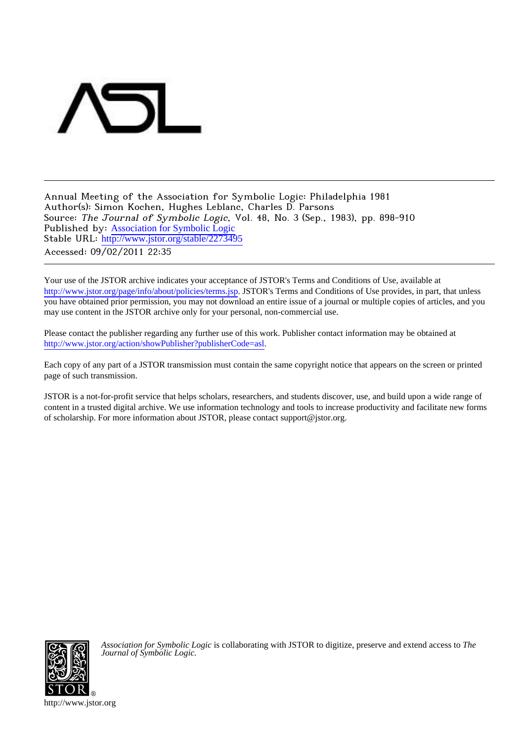Annual Meeting of the Association for Symbolic Logic: Philadelphia 1981
Author(s): Simon Kochen, Hughes Leblanc, Charles D. Parsons
Source: *The Journal of Symbolic Logic*, Vol. 48, No. 3 (Sep., 1983), pp. 898-910
Published by: Association for Symbolic Logic
Stable URL: http://www.jstor.org/stable/2273495
Accessed: 09/02/2011 22:35

Your use of the JSTOR archive indicates your acceptance of JSTOR's Terms and Conditions of Use, available at http://www.jstor.org/page/info/about/policies/terms.jsp. JSTOR's Terms and Conditions of Use provides, in part, that unless you have obtained prior permission, you may not download an entire issue of a journal or multiple copies of articles, and you may use content in the JSTOR archive only for your personal, non-commercial use.

Please contact the publisher regarding any further use of this work. Publisher contact information may be obtained at http://www.jstor.org/action/showPublisher?publisherCode=asl.

Each copy of any part of a JSTOR transmission must contain the same copyright notice that appears on the screen or printed page of such transmission.

JSTOR is a not-for-profit service that helps scholars, researchers, and students discover, use, and build upon a wide range of content in a trusted digital archive. We use information technology and tools to increase productivity and facilitate new forms of scholarship. For more information about JSTOR, please contact support@jstor.org.

*Association for Symbolic Logic* is collaborating with JSTOR to digitize, preserve and extend access to *The Journal of Symbolic Logic.*

http://www.jstor.org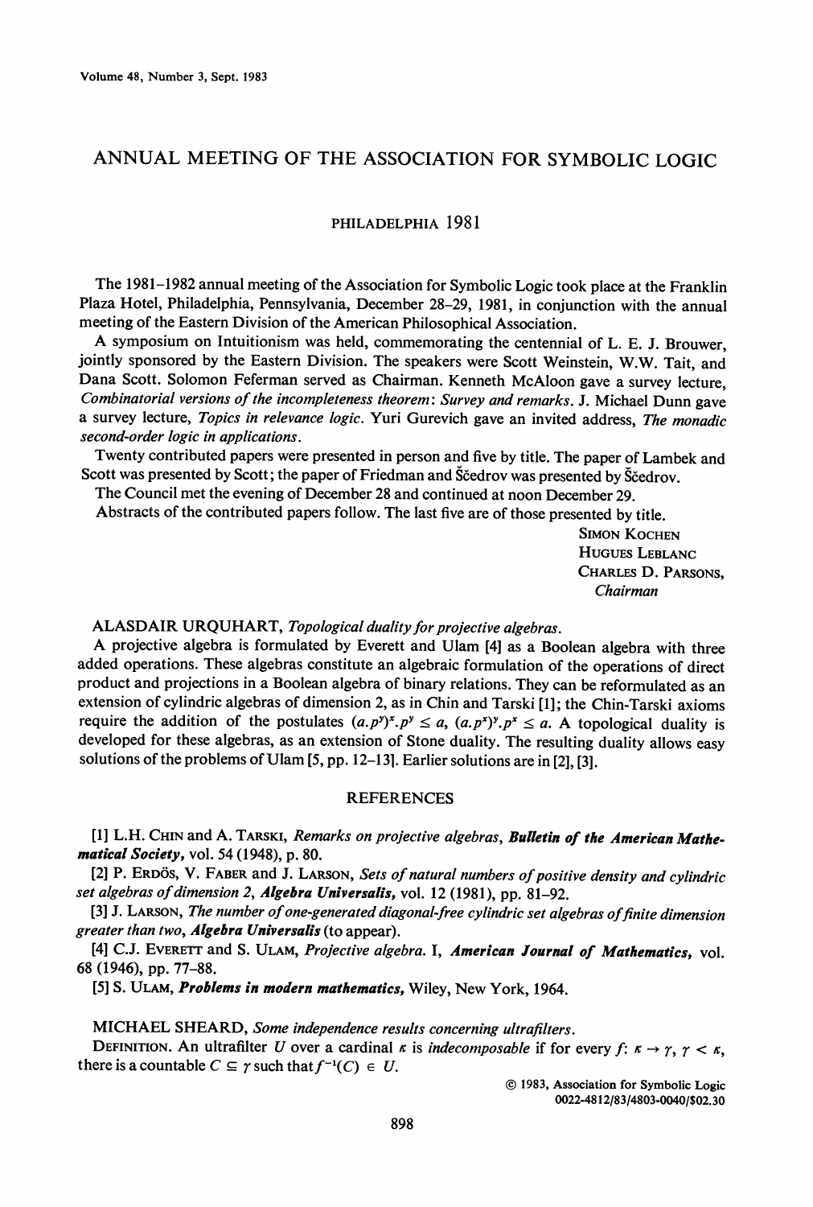# ANNUAL MEETING OF THE ASSOCIATION FOR SYMBOLIC LOGIC

PHILADELPHIA 1981

The 1981–1982 annual meeting of the Association for Symbolic Logic took place at the Franklin Plaza Hotel, Philadelphia, Pennsylvania, December 28–29, 1981, in conjunction with the annual meeting of the Eastern Division of the American Philosophical Association.

A symposium on Intuitionism was held, commemorating the centennial of L. E. J. Brouwer, jointly sponsored by the Eastern Division. The speakers were Scott Weinstein, W.W. Tait, and Dana Scott. Solomon Feferman served as Chairman. Kenneth McAloon gave a survey lecture, *Combinatorial versions of the incompleteness theorem: Survey and remarks*. J. Michael Dunn gave a survey lecture, *Topics in relevance logic*. Yuri Gurevich gave an invited address, *The monadic second-order logic in applications*.

Twenty contributed papers were presented in person and five by title. The paper of Lambek and Scott was presented by Scott; the paper of Friedman and Ščedrov was presented by Ščedrov.

The Council met the evening of December 28 and continued at noon December 29.

Abstracts of the contributed papers follow. The last five are of those presented by title.

SIMON KOCHEN
HUGUES LEBLANC
CHARLES D. PARSONS,
*Chairman*

ALASDAIR URQUHART, *Topological duality for projective algebras.*

A projective algebra is formulated by Everett and Ulam [4] as a Boolean algebra with three added operations. These algebras constitute an algebraic formulation of the operations of direct product and projections in a Boolean algebra of binary relations. They can be reformulated as an extension of cylindric algebras of dimension 2, as in Chin and Tarski [1]; the Chin-Tarski axioms require the addition of the postulates $(a.p^y)^x.p^y \leq a$, $(a.p^x)^y.p^x \leq a$. A topological duality is developed for these algebras, as an extension of Stone duality. The resulting duality allows easy solutions of the problems of Ulam [5, pp. 12–13]. Earlier solutions are in [2], [3].

## REFERENCES

[1] L.H. CHIN and A. TARSKI, *Remarks on projective algebras*, ***Bulletin of the American Mathematical Society***, vol. 54 (1948), p. 80.

[2] P. ERDÖS, V. FABER and J. LARSON, *Sets of natural numbers of positive density and cylindric set algebras of dimension 2*, ***Algebra Universalis***, vol. 12 (1981), pp. 81–92.

[3] J. LARSON, *The number of one-generated diagonal-free cylindric set algebras of finite dimension greater than two*, ***Algebra Universalis*** (to appear).

[4] C.J. EVERETT and S. ULAM, *Projective algebra*. I, ***American Journal of Mathematics***, vol. 68 (1946), pp. 77–88.

[5] S. ULAM, ***Problems in modern mathematics***, Wiley, New York, 1964.

MICHAEL SHEARD, *Some independence results concerning ultrafilters.*

DEFINITION. An ultrafilter $U$ over a cardinal $\kappa$ is *indecomposable* if for every $f: \kappa \to \gamma$, $\gamma < \kappa$, there is a countable $C \subseteq \gamma$ such that $f^{-1}(C) \in U$.

© 1983, Association for Symbolic Logic
0022-4812/83/4803-0040/$02.30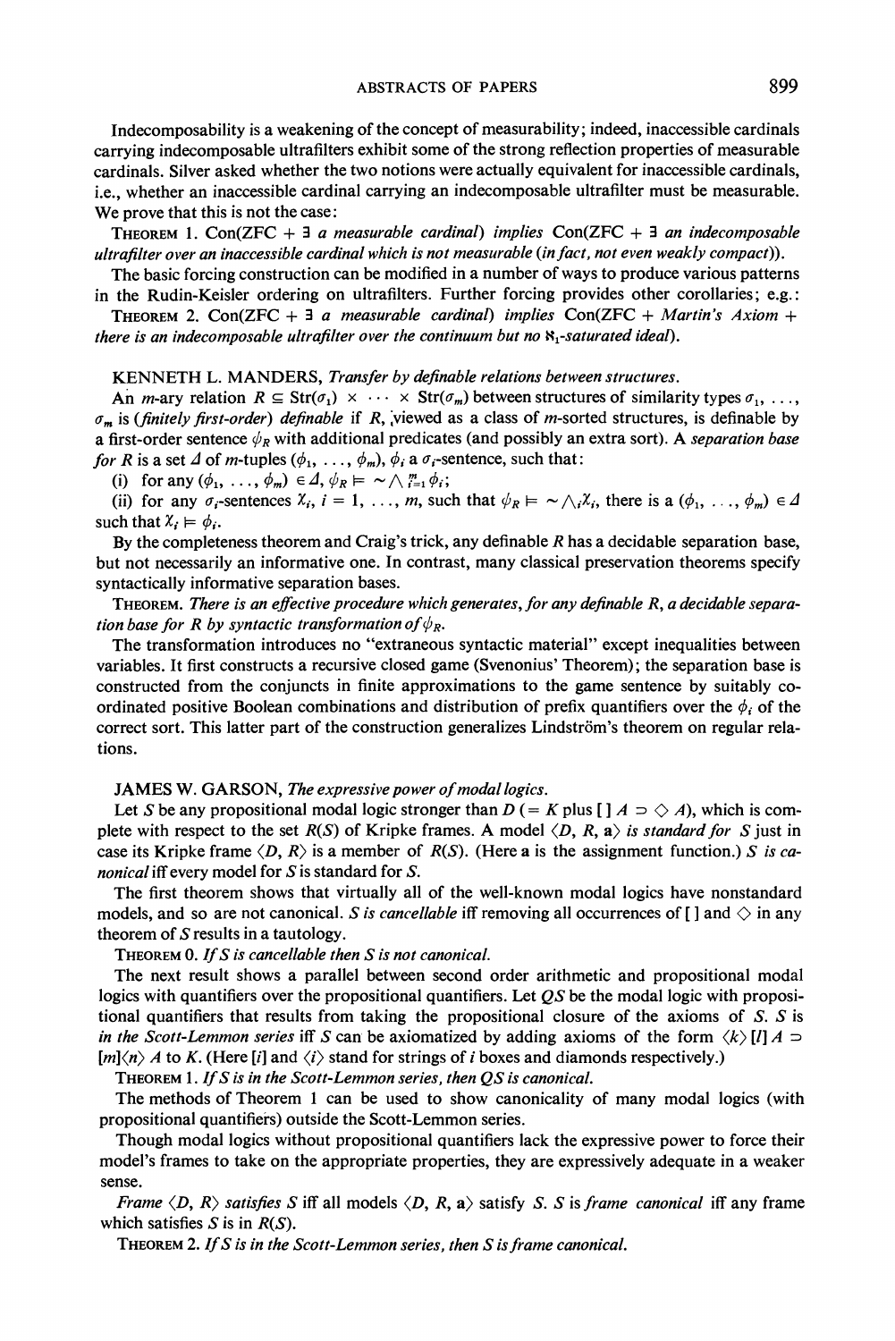Indecomposability is a weakening of the concept of measurability; indeed, inaccessible cardinals carrying indecomposable ultrafilters exhibit some of the strong reflection properties of measurable cardinals. Silver asked whether the two notions were actually equivalent for inaccessible cardinals, i.e., whether an inaccessible cardinal carrying an indecomposable ultrafilter must be measurable. We prove that this is not the case:

THEOREM 1. *Con(ZFC + $\exists$ a measurable cardinal) implies Con(ZFC + $\exists$ an indecomposable ultrafilter over an inaccessible cardinal which is not measurable (in fact, not even weakly compact)).*

The basic forcing construction can be modified in a number of ways to produce various patterns in the Rudin-Keisler ordering on ultrafilters. Further forcing provides other corollaries; e.g.:

THEOREM 2. *Con(ZFC + $\exists$ a measurable cardinal) implies Con(ZFC + Martin's Axiom + there is an indecomposable ultrafilter over the continuum but no $\aleph_1$-saturated ideal).*

KENNETH L. MANDERS, *Transfer by definable relations between structures.*

An $m$-ary relation $R \subseteq \mathrm{Str}(\sigma_1) \times \cdots \times \mathrm{Str}(\sigma_m)$ between structures of similarity types $\sigma_1, \ldots, \sigma_m$ is *(finitely first-order) definable* if $R$, viewed as a class of $m$-sorted structures, is definable by a first-order sentence $\psi_R$ with additional predicates (and possibly an extra sort). A *separation base for* $R$ is a set $\Delta$ of $m$-tuples $(\phi_1, \ldots, \phi_m)$, $\phi_i$ a $\sigma_i$-sentence, such that:

(i) for any $(\phi_1, \ldots, \phi_m) \in \Delta$, $\psi_R \models \sim \bigwedge_{i=1}^{m} \phi_i$;

(ii) for any $\sigma_i$-sentences $\chi_i$, $i = 1, \ldots, m$, such that $\psi_R \models \sim \bigwedge_i \chi_i$, there is a $(\phi_1, \ldots, \phi_m) \in \Delta$ such that $\chi_i \models \phi_i$.

By the completeness theorem and Craig's trick, any definable $R$ has a decidable separation base, but not necessarily an informative one. In contrast, many classical preservation theorems specify syntactically informative separation bases.

THEOREM. *There is an effective procedure which generates, for any definable $R$, a decidable separation base for $R$ by syntactic transformation of $\psi_R$.*

The transformation introduces no "extraneous syntactic material" except inequalities between variables. It first constructs a recursive closed game (Svenonius' Theorem); the separation base is constructed from the conjuncts in finite approximations to the game sentence by suitably coordinated positive Boolean combinations and distribution of prefix quantifiers over the $\phi_i$ of the correct sort. This latter part of the construction generalizes Lindström's theorem on regular relations.

JAMES W. GARSON, *The expressive power of modal logics.*

Let $S$ be any propositional modal logic stronger than $D$ (= $K$ plus $[\,]A \supset \diamond A$), which is complete with respect to the set $R(S)$ of Kripke frames. A model $\langle D, R, \mathbf{a}\rangle$ *is standard for* $S$ just in case its Kripke frame $\langle D, R\rangle$ is a member of $R(S)$. (Here $\mathbf{a}$ is the assignment function.) $S$ *is canonical* iff every model for $S$ is standard for $S$.

The first theorem shows that virtually all of the well-known modal logics have nonstandard models, and so are not canonical. $S$ *is cancellable* iff removing all occurrences of $[\,]$ and $\diamond$ in any theorem of $S$ results in a tautology.

THEOREM 0. *If $S$ is cancellable then $S$ is not canonical.*

The next result shows a parallel between second order arithmetic and propositional modal logics with quantifiers over the propositional quantifiers. Let $QS$ be the modal logic with propositional quantifiers that results from taking the propositional closure of the axioms of $S$. $S$ is *in the Scott-Lemmon series* iff $S$ can be axiomatized by adding axioms of the form $\langle k\rangle[l]A \supset [m]\langle n\rangle A$ to $K$. (Here $[i]$ and $\langle i\rangle$ stand for strings of $i$ boxes and diamonds respectively.)

THEOREM 1. *If $S$ is in the Scott-Lemmon series, then $QS$ is canonical.*

The methods of Theorem 1 can be used to show canonicality of many modal logics (with propositional quantifiers) outside the Scott-Lemmon series.

Though modal logics without propositional quantifiers lack the expressive power to force their model's frames to take on the appropriate properties, they are expressively adequate in a weaker sense.

*Frame $\langle D, R\rangle$ satisfies $S$* iff all models $\langle D, R, \mathbf{a}\rangle$ satisfy $S$. $S$ is *frame canonical* iff any frame which satisfies $S$ is in $R(S)$.

THEOREM 2. *If $S$ is in the Scott-Lemmon series, then $S$ is frame canonical.*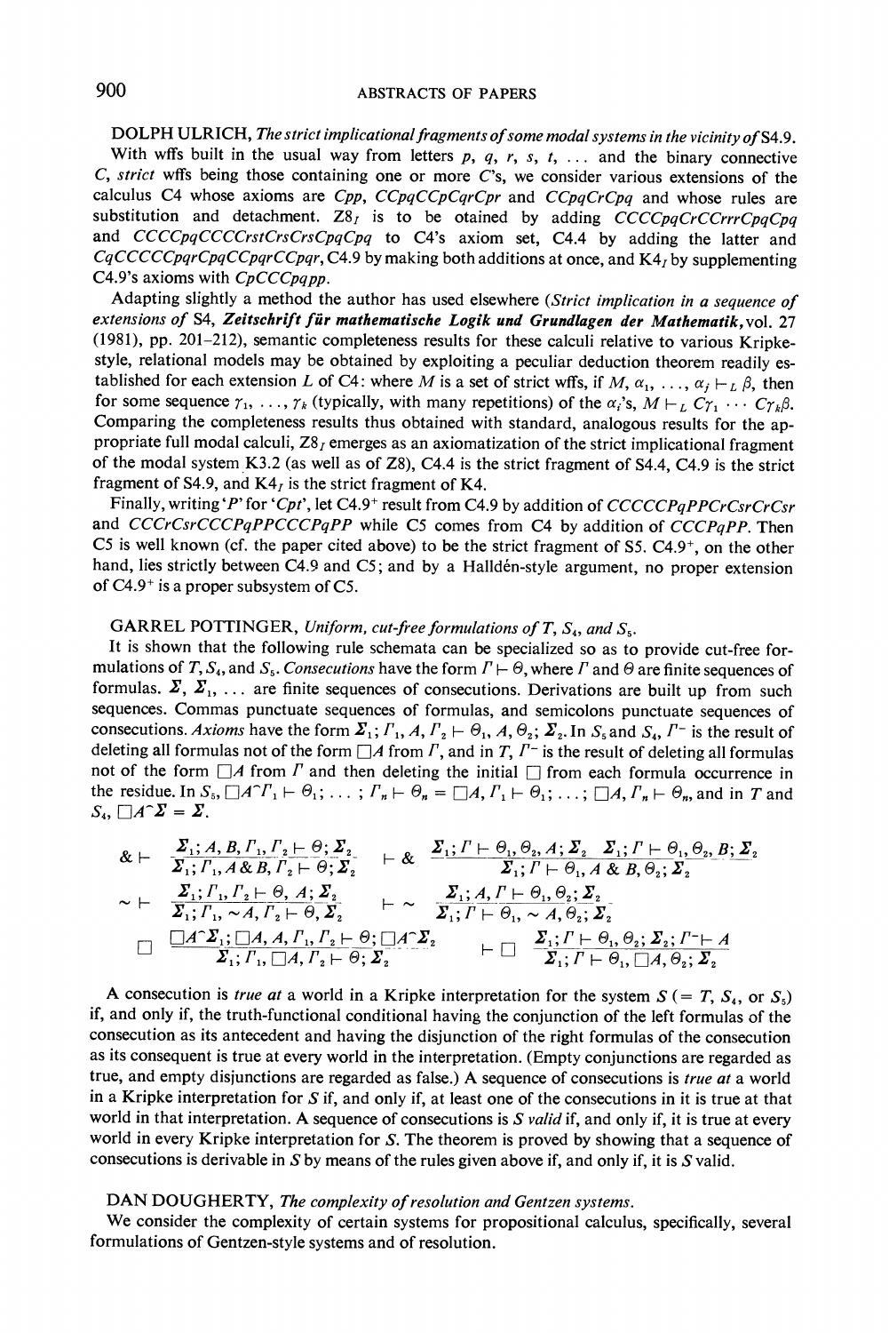DOLPH ULRICH, *The strict implicational fragments of some modal systems in the vicinity of* S4.9.

With wffs built in the usual way from letters $p$, $q$, $r$, $s$, $t$, ... and the binary connective $C$, *strict* wffs being those containing one or more $C$'s, we consider various extensions of the calculus C4 whose axioms are $Cpp$, $CCpqCCpCqrCpr$ and $CCpqCrCpq$ and whose rules are substitution and detachment. $Z8_I$ is to be otained by adding $CCCCpqCrCCrrrCpqCpq$ and $CCCCpqCCCCrstCrsCrsCpqCpq$ to C4's axiom set, C4.4 by adding the latter and $CqCCCCCpqrCpqCCpqrCCpqr$, C4.9 by making both additions at once, and $K4_I$ by supplementing C4.9's axioms with $CpCCCpqpp$.

Adapting slightly a method the author has used elsewhere (*Strict implication in a sequence of extensions of* S4, ***Zeitschrift für mathematische Logik und Grundlagen der Mathematik***, vol. 27 (1981), pp. 201–212), semantic completeness results for these calculi relative to various Kripke-style, relational models may be obtained by exploiting a peculiar deduction theorem readily established for each extension $L$ of C4: where $M$ is a set of strict wffs, if $M, \alpha_1, \ldots, \alpha_j \vdash_L \beta$, then for some sequence $\gamma_1, \ldots, \gamma_k$ (typically, with many repetitions) of the $\alpha_i$'s, $M \vdash_L C\gamma_1 \cdots C\gamma_k\beta$. Comparing the completeness results thus obtained with standard, analogous results for the appropriate full modal calculi, $Z8_I$ emerges as an axiomatization of the strict implicational fragment of the modal system K3.2 (as well as of Z8), C4.4 is the strict fragment of S4.4, C4.9 is the strict fragment of S4.9, and $K4_I$ is the strict fragment of K4.

Finally, writing '$P$' for '$Cpt$', let C4.9$^+$ result from C4.9 by addition of $CCCCCPqPPCrCsrCrCsr$ and $CCCrCsrCCCPqPPCCCPqPP$ while C5 comes from C4 by addition of $CCCPqPP$. Then C5 is well known (cf. the paper cited above) to be the strict fragment of S5. C4.9$^+$, on the other hand, lies strictly between C4.9 and C5; and by a Halldén-style argument, no proper extension of C4.9$^+$ is a proper subsystem of C5.

GARREL POTTINGER, *Uniform, cut-free formulations of* $T$, $S_4$, *and* $S_5$.

It is shown that the following rule schemata can be specialized so as to provide cut-free formulations of $T$, $S_4$, and $S_5$. *Consecutions* have the form $\Gamma \vdash \Theta$, where $\Gamma$ and $\Theta$ are finite sequences of formulas. $\Sigma$, $\Sigma_1$, ... are finite sequences of consecutions. Derivations are built up from such sequences. Commas punctuate sequences of formulas, and semicolons punctuate sequences of consecutions. *Axioms* have the form $\Sigma_1; \Gamma_1, A, \Gamma_2 \vdash \Theta_1, A, \Theta_2; \Sigma_2$. In $S_5$ and $S_4$, $\Gamma^-$ is the result of deleting all formulas not of the form $\Box A$ from $\Gamma$, and in $T$, $\Gamma^-$ is the result of deleting all formulas not of the form $\Box A$ from $\Gamma$ and then deleting the initial $\Box$ from each formula occurrence in the residue. In $S_5$, $\Box A^\frown \Gamma_1 \vdash \Theta_1; \ldots; \Gamma_n \vdash \Theta_n = \Box A, \Gamma_1 \vdash \Theta_1; \ldots; \Box A, \Gamma_n \vdash \Theta_n$, and in $T$ and $S_4$, $\Box A^\frown \Sigma = \Sigma$.

$$\&\vdash \quad \frac{\Sigma_1; A, B, \Gamma_1, \Gamma_2 \vdash \Theta; \Sigma_2}{\Sigma_1; \Gamma_1, A \,\&\, B, \Gamma_2 \vdash \Theta; \Sigma_2} \qquad \vdash\& \quad \frac{\Sigma_1; \Gamma \vdash \Theta_1, \Theta_2, A; \Sigma_2 \quad \Sigma_1; \Gamma \vdash \Theta_1, \Theta_2, B; \Sigma_2}{\Sigma_1; \Gamma \vdash \Theta_1, A \,\&\, B, \Theta_2; \Sigma_2}$$

$$\sim\vdash \quad \frac{\Sigma_1; \Gamma_1, \Gamma_2 \vdash \Theta, A; \Sigma_2}{\Sigma_1; \Gamma_1, \sim A, \Gamma_2 \vdash \Theta, \Sigma_2} \qquad \vdash\sim \quad \frac{\Sigma_1; A, \Gamma \vdash \Theta_1, \Theta_2; \Sigma_2}{\Sigma_1; \Gamma \vdash \Theta_1, \sim A, \Theta_2; \Sigma_2}$$

$$\Box \quad \frac{\Box A^\frown \Sigma_1; \Box A, A, \Gamma_1, \Gamma_2 \vdash \Theta; \Box A^\frown \Sigma_2}{\Sigma_1; \Gamma_1, \Box A, \Gamma_2 \vdash \Theta; \Sigma_2} \qquad \vdash\Box \quad \frac{\Sigma_1; \Gamma \vdash \Theta_1, \Theta_2; \Sigma_2; \Gamma^- \vdash A}{\Sigma_1; \Gamma \vdash \Theta_1, \Box A, \Theta_2; \Sigma_2}$$

A consecution is *true at* a world in a Kripke interpretation for the system $S$ (= $T$, $S_4$, or $S_5$) if, and only if, the truth-functional conditional having the conjunction of the left formulas of the consecution as its antecedent and having the disjunction of the right formulas of the consecution as its consequent is true at every world in the interpretation. (Empty conjunctions are regarded as true, and empty disjunctions are regarded as false.) A sequence of consecutions is *true at* a world in a Kripke interpretation for $S$ if, and only if, at least one of the consecutions in it is true at that world in that interpretation. A sequence of consecutions is $S$ *valid* if, and only if, it is true at every world in every Kripke interpretation for $S$. The theorem is proved by showing that a sequence of consecutions is derivable in $S$ by means of the rules given above if, and only if, it is $S$ valid.

DAN DOUGHERTY, *The complexity of resolution and Gentzen systems*.

We consider the complexity of certain systems for propositional calculus, specifically, several formulations of Gentzen-style systems and of resolution.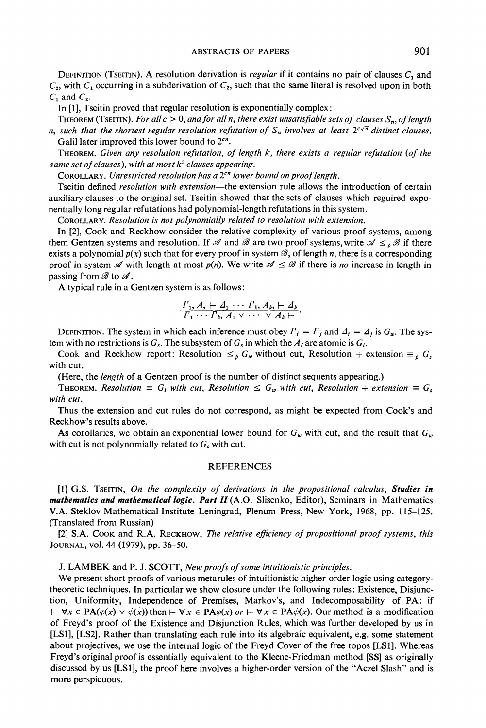DEFINITION (TSEITIN). A resolution derivation is *regular* if it contains no pair of clauses $C_1$ and $C_2$, with $C_1$ occurring in a subderivation of $C_2$, such that the same literal is resolved upon in both $C_1$ and $C_2$.

In [1], Tseitin proved that regular resolution is exponentially complex:

THEOREM (TSEITIN). *For all $c > 0$, and for all $n$, there exist unsatisfiable sets of clauses $S_n$, of length $n$, such that the shortest regular resolution refutation of $S_n$ involves at least $2^{c\sqrt{n}}$ distinct clauses.*

Galil later improved this lower bound to $2^{cn}$.

THEOREM. *Given any resolution refutation, of length $k$, there exists a regular refutation (of the same set of clauses), with at most $k^3$ clauses appearing.*

COROLLARY. *Unrestricted resolution has a $2^{cn}$ lower bound on proof length.*

Tseitin defined *resolution with extension*—the extension rule allows the introduction of certain auxiliary clauses to the original set. Tseitin showed that the sets of clauses which reguired exponentially long regular refutations had polynomial-length refutations in this system.

COROLLARY. *Resolution is not polynomially related to resolution with extension.*

In [2], Cook and Reckhow consider the relative complexity of various proof systems, among them Gentzen systems and resolution. If $\mathscr{A}$ and $\mathscr{B}$ are two proof systems, write $\mathscr{A} \leq_p \mathscr{B}$ if there exists a polynomial $p(x)$ such that for every proof in system $\mathscr{B}$, of length $n$, there is a corresponding proof in system $\mathscr{A}$ with length at most $p(n)$. We write $\mathscr{A} \leq \mathscr{B}$ if there is *no* increase in length in passing from $\mathscr{B}$ to $\mathscr{A}$.

A typical rule in a Gentzen system is as follows:

$$\frac{\Gamma_1, A_1 \vdash \Delta_1 \cdots \Gamma_k, A_k, \vdash \Delta_k}{\Gamma_1 \cdots \Gamma_k, A_1 \vee \cdots \vee A_k \vdash}.$$

DEFINITION. The system in which each inference must obey $\Gamma_i = \Gamma_j$ and $\Delta_i = \Delta_j$ is $G_w$. The system with no restrictions is $G_s$. The subsystem of $G_s$ in which the $A_i$ are atomic is $G_l$.

Cook and Reckhow report: Resolution $\leq_p G_w$ without cut, Resolution + extension $\equiv_p G_s$ with cut.

(Here, the *length* of a Gentzen proof is the number of distinct sequents appearing.)

THEOREM. *Resolution $\equiv G_l$ with cut, Resolution $\leq G_w$ with cut, Resolution + extension $\equiv G_s$ with cut.*

Thus the extension and cut rules do not correspond, as might be expected from Cook's and Reckhow's results above.

As corollaries, we obtain an exponential lower bound for $G_w$ with cut, and the result that $G_w$ with cut is not polynomially related to $G_s$ with cut.

## REFERENCES

[1] G.S. TSEITIN, *On the complexity of derivations in the propositional calculus*, ***Studies in mathematics and mathematical logic. Part II*** (A.O. Slisenko, Editor), Seminars in Mathematics V.A. Steklov Mathematical Institute Leningrad, Plenum Press, New York, 1968, pp. 115–125. (Translated from Russian)

[2] S.A. COOK and R.A. RECKHOW, *The relative efficiency of propositional proof systems*, this JOURNAL, vol. 44 (1979), pp. 36–50.

J. LAMBEK and P. J. SCOTT, *New proofs of some intuitionistic principles.*

We present short proofs of various metarules of intuitionistic higher-order logic using category-theoretic techniques. In particular we show closure under the following rules: Existence, Disjunction, Uniformity, Independence of Premises, Markov's, and Indecomposability of PA: if $\vdash \forall x \in \mathrm{PA}(\varphi(x) \vee \psi(x))$ then $\vdash \forall x \in \mathrm{PA}\varphi(x)$ *or* $\vdash \forall x \in \mathrm{PA}\psi(x)$. Our method is a modification of Freyd's proof of the Existence and Disjunction Rules, which was further developed by us in [LS1], [LS2]. Rather than translating each rule into its algebraic equivalent, e.g. some statement about projectives, we use the internal logic of the Freyd Cover of the free topos [LS1]. Whereas Freyd's original proof is essentially equivalent to the Kleene-Friedman method [SS] as originally discussed by us [LS1], the proof here involves a higher-order version of the "Aczel Slash" and is more perspicuous.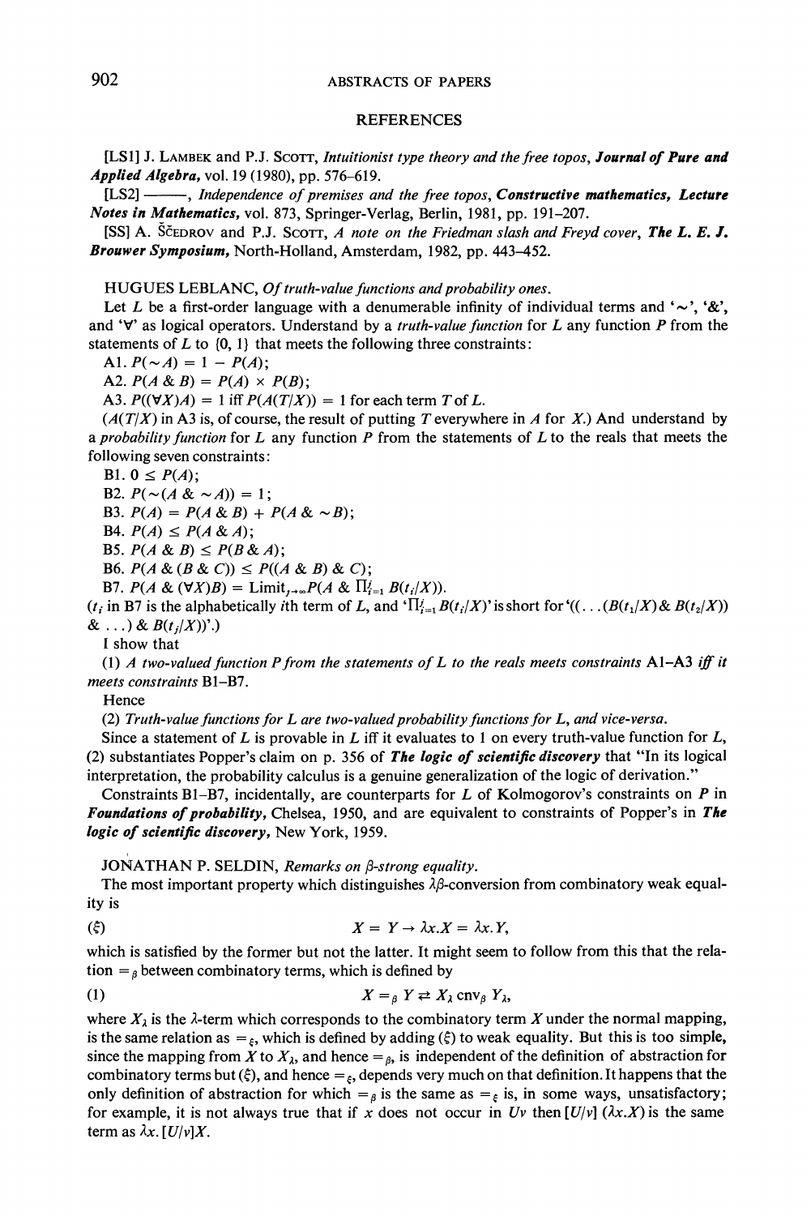## REFERENCES

[LS1] J. Lambek and P.J. Scott, *Intuitionist type theory and the free topos*, ***Journal of Pure and Applied Algebra***, vol. 19 (1980), pp. 576–619.

[LS2] ———, *Independence of premises and the free topos*, ***Constructive mathematics, Lecture Notes in Mathematics***, vol. 873, Springer-Verlag, Berlin, 1981, pp. 191–207.

[SS] A. Ščedrov and P.J. Scott, *A note on the Friedman slash and Freyd cover*, ***The L. E. J. Brouwer Symposium***, North-Holland, Amsterdam, 1982, pp. 443–452.

HUGUES LEBLANC, *Of truth-value functions and probability ones*.

Let $L$ be a first-order language with a denumerable infinity of individual terms and '$\sim$', '&', and '$\forall$' as logical operators. Understand by a *truth-value function* for $L$ any function $P$ from the statements of $L$ to $\{0, 1\}$ that meets the following three constraints:

A1. $P(\sim A) = 1 - P(A)$;

A2. $P(A \,\&\, B) = P(A) \times P(B)$;

A3. $P((\forall X)A) = 1$ iff $P(A(T/X)) = 1$ for each term $T$ of $L$.

($A(T/X)$ in A3 is, of course, the result of putting $T$ everywhere in $A$ for $X$.) And understand by a *probability function* for $L$ any function $P$ from the statements of $L$ to the reals that meets the following seven constraints:

B1. $0 \leq P(A)$;

B2. $P(\sim(A \,\&\, \sim A)) = 1$;

B3. $P(A) = P(A \,\&\, B) + P(A \,\&\, \sim B)$;

B4. $P(A) \leq P(A \,\&\, A)$;

B5. $P(A \,\&\, B) \leq P(B \,\&\, A)$;

B6. $P(A \,\&\, (B \,\&\, C)) \leq P((A \,\&\, B) \,\&\, C)$;

B7. $P(A \,\&\, (\forall X)B) = \text{Limit}_{j\to\infty} P(A \,\&\, \prod_{i=1}^{j} B(t_i/X))$.

($t_i$ in B7 is the alphabetically $i$th term of $L$, and '$\prod_{i=1}^{j} B(t_i/X)$' is short for '$((\ldots(B(t_1/X) \,\&\, B(t_2/X)) \,\&\, \ldots) \,\&\, B(t_j/X))$'.)

I show that

(1) *A two-valued function $P$ from the statements of $L$ to the reals meets constraints* A1–A3 *iff it meets constraints* B1–B7.

Hence

(2) *Truth-value functions for $L$ are two-valued probability functions for $L$, and vice-versa.*

Since a statement of $L$ is provable in $L$ iff it evaluates to 1 on every truth-value function for $L$, (2) substantiates Popper's claim on p. 356 of ***The logic of scientific discovery*** that "In its logical interpretation, the probability calculus is a genuine generalization of the logic of derivation."

Constraints B1–B7, incidentally, are counterparts for $L$ of Kolmogorov's constraints on $P$ in ***Foundations of probability***, Chelsea, 1950, and are equivalent to constraints of Popper's in ***The logic of scientific discovery***, New York, 1959.

JONATHAN P. SELDIN, *Remarks on $\beta$-strong equality*.

The most important property which distinguishes $\lambda\beta$-conversion from combinatory weak equality is

$$(\xi) \qquad X = Y \to \lambda x.X = \lambda x.Y,$$

which is satisfied by the former but not the latter. It might seem to follow from this that the relation $=_\beta$ between combinatory terms, which is defined by

$$(1) \qquad X =_\beta Y \rightleftarrows X_\lambda \operatorname{cnv}_\beta Y_\lambda,$$

where $X_\lambda$ is the $\lambda$-term which corresponds to the combinatory term $X$ under the normal mapping, is the same relation as $=_\xi$, which is defined by adding $(\xi)$ to weak equality. But this is too simple, since the mapping from $X$ to $X_\lambda$, and hence $=_\beta$, is independent of the definition of abstraction for combinatory terms but $(\xi)$, and hence $=_\xi$, depends very much on that definition. It happens that the only definition of abstraction for which $=_\beta$ is the same as $=_\xi$ is, in some ways, unsatisfactory; for example, it is not always true that if $x$ does not occur in $Uv$ then $[U/v]\,(\lambda x.X)$ is the same term as $\lambda x.\,[U/v]X$.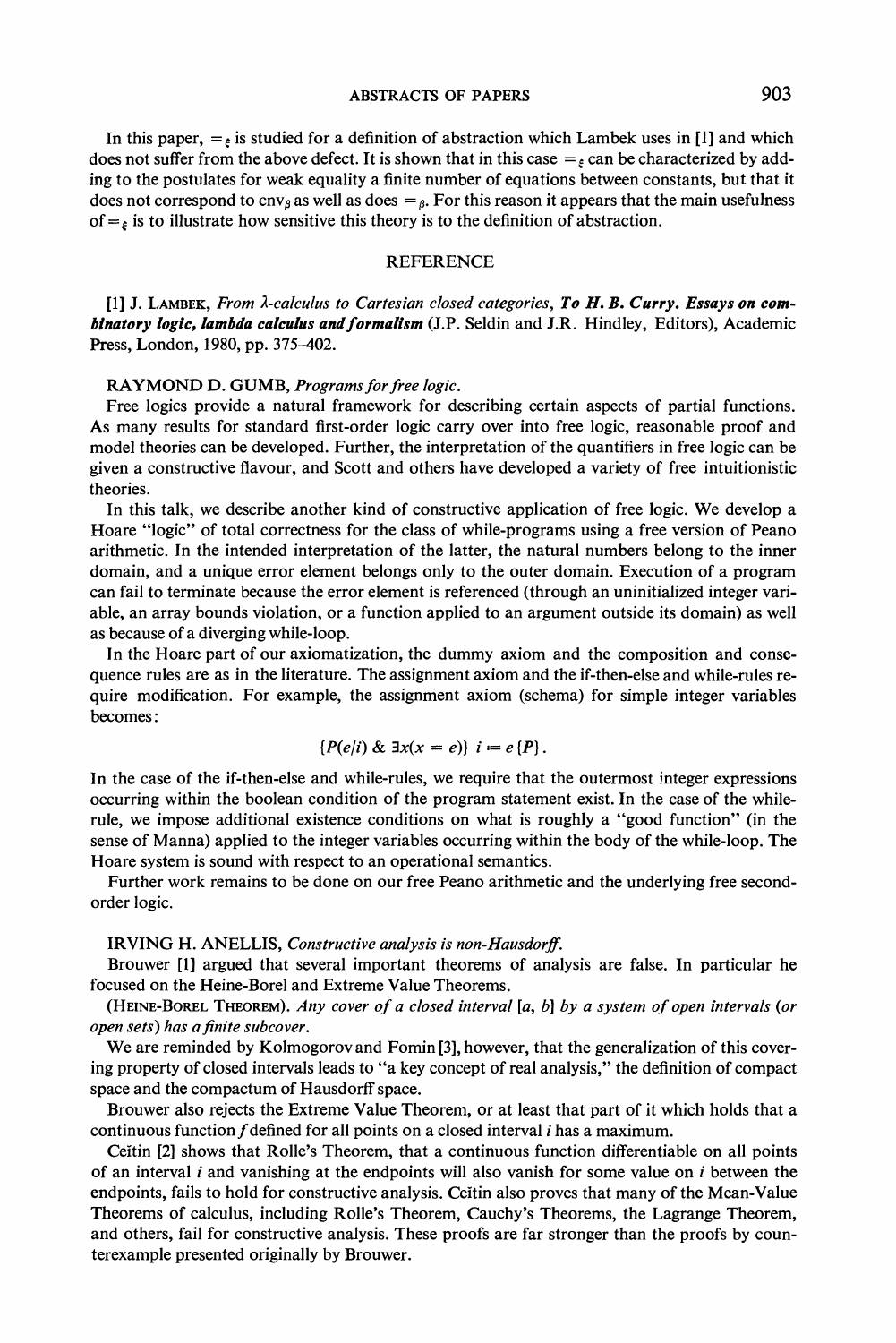In this paper, $=_\xi$ is studied for a definition of abstraction which Lambek uses in [1] and which does not suffer from the above defect. It is shown that in this case $=_\xi$ can be characterized by adding to the postulates for weak equality a finite number of equations between constants, but that it does not correspond to $\text{cnv}_\beta$ as well as does $=_\beta$. For this reason it appears that the main usefulness of $=_\xi$ is to illustrate how sensitive this theory is to the definition of abstraction.

## REFERENCE

[1] J. Lambek, *From λ-calculus to Cartesian closed categories*, ***To H. B. Curry. Essays on combinatory logic, lambda calculus and formalism*** (J.P. Seldin and J.R. Hindley, Editors), Academic Press, London, 1980, pp. 375–402.

RAYMOND D. GUMB, *Programs for free logic.*

Free logics provide a natural framework for describing certain aspects of partial functions. As many results for standard first-order logic carry over into free logic, reasonable proof and model theories can be developed. Further, the interpretation of the quantifiers in free logic can be given a constructive flavour, and Scott and others have developed a variety of free intuitionistic theories.

In this talk, we describe another kind of constructive application of free logic. We develop a Hoare "logic" of total correctness for the class of while-programs using a free version of Peano arithmetic. In the intended interpretation of the latter, the natural numbers belong to the inner domain, and a unique error element belongs only to the outer domain. Execution of a program can fail to terminate because the error element is referenced (through an uninitialized integer variable, an array bounds violation, or a function applied to an argument outside its domain) as well as because of a diverging while-loop.

In the Hoare part of our axiomatization, the dummy axiom and the composition and consequence rules are as in the literature. The assignment axiom and the if-then-else and while-rules require modification. For example, the assignment axiom (schema) for simple integer variables becomes:

$$\{P(e/i)\ \&\ \exists x(x = e)\}\ i := e\ \{P\}.$$

In the case of the if-then-else and while-rules, we require that the outermost integer expressions occurring within the boolean condition of the program statement exist. In the case of the while-rule, we impose additional existence conditions on what is roughly a "good function" (in the sense of Manna) applied to the integer variables occurring within the body of the while-loop. The Hoare system is sound with respect to an operational semantics.

Further work remains to be done on our free Peano arithmetic and the underlying free second-order logic.

IRVING H. ANELLIS, *Constructive analysis is non-Hausdorff.*

Brouwer [1] argued that several important theorems of analysis are false. In particular he focused on the Heine-Borel and Extreme Value Theorems.

(Heine-Borel Theorem). *Any cover of a closed interval* $[a, b]$ *by a system of open intervals (or open sets) has a finite subcover.*

We are reminded by Kolmogorov and Fomin [3], however, that the generalization of this covering property of closed intervals leads to "a key concept of real analysis," the definition of compact space and the compactum of Hausdorff space.

Brouwer also rejects the Extreme Value Theorem, or at least that part of it which holds that a continuous function $f$ defined for all points on a closed interval $i$ has a maximum.

Ceĭtin [2] shows that Rolle's Theorem, that a continuous function differentiable on all points of an interval $i$ and vanishing at the endpoints will also vanish for some value on $i$ between the endpoints, fails to hold for constructive analysis. Ceĭtin also proves that many of the Mean-Value Theorems of calculus, including Rolle's Theorem, Cauchy's Theorems, the Lagrange Theorem, and others, fail for constructive analysis. These proofs are far stronger than the proofs by counterexample presented originally by Brouwer.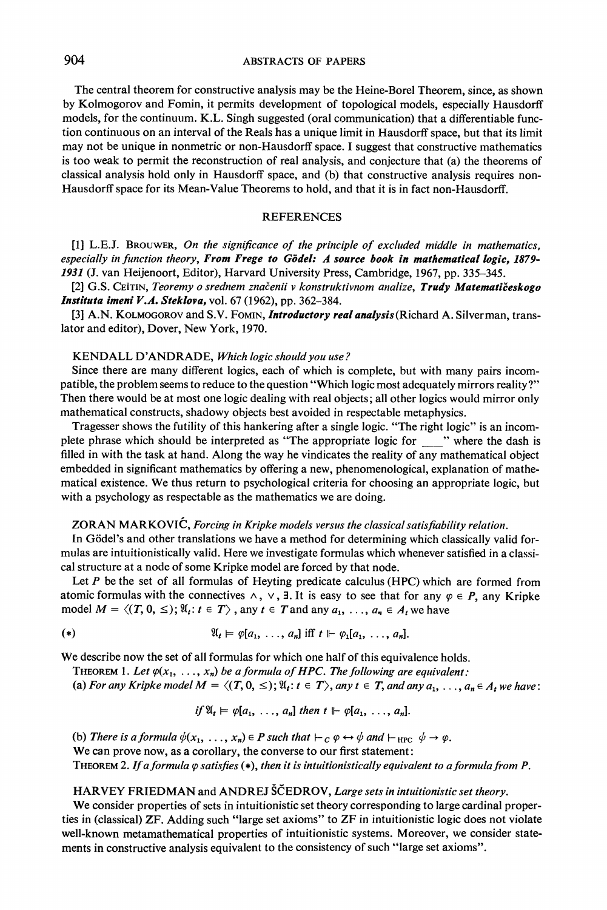The central theorem for constructive analysis may be the Heine-Borel Theorem, since, as shown by Kolmogorov and Fomin, it permits development of topological models, especially Hausdorff models, for the continuum. K.L. Singh suggested (oral communication) that a differentiable function continuous on an interval of the Reals has a unique limit in Hausdorff space, but that its limit may not be unique in nonmetric or non-Hausdorff space. I suggest that constructive mathematics is too weak to permit the reconstruction of real analysis, and conjecture that (a) the theorems of classical analysis hold only in Hausdorff space, and (b) that constructive analysis requires non-Hausdorff space for its Mean-Value Theorems to hold, and that it is in fact non-Hausdorff.

## REFERENCES

[1] L.E.J. Brouwer, *On the significance of the principle of excluded middle in mathematics, especially in function theory*, ***From Frege to Gödel: A source book in mathematical logic, 1879-1931*** (J. van Heijenoort, Editor), Harvard University Press, Cambridge, 1967, pp. 335–345.

[2] G.S. Ceĭtin, *Teoremy o srednem značenii v konstruktivnom analize*, ***Trudy Matematičeskogo Instituta imeni V.A. Steklova***, vol. 67 (1962), pp. 362–384.

[3] A.N. Kolmogorov and S.V. Fomin, ***Introductory real analysis*** (Richard A. Silverman, translator and editor), Dover, New York, 1970.

KENDALL D'ANDRADE, *Which logic should you use?*

Since there are many different logics, each of which is complete, but with many pairs incompatible, the problem seems to reduce to the question "Which logic most adequately mirrors reality?" Then there would be at most one logic dealing with real objects; all other logics would mirror only mathematical constructs, shadowy objects best avoided in respectable metaphysics.

Tragesser shows the futility of this hankering after a single logic. "The right logic" is an incomplete phrase which should be interpreted as "The appropriate logic for \_\_\_" where the dash is filled in with the task at hand. Along the way he vindicates the reality of any mathematical object embedded in significant mathematics by offering a new, phenomenological, explanation of mathematical existence. We thus return to psychological criteria for choosing an appropriate logic, but with a psychology as respectable as the mathematics we are doing.

ZORAN MARKOVIĆ, *Forcing in Kripke models versus the classical satisfiability relation.*

In Gödel's and other translations we have a method for determining which classically valid formulas are intuitionistically valid. Here we investigate formulas which whenever satisfied in a classical structure at a node of some Kripke model are forced by that node.

Let $P$ be the set of all formulas of Heyting predicate calculus (HPC) which are formed from atomic formulas with the connectives $\wedge$, $\vee$, $\exists$. It is easy to see that for any $\varphi \in P$, any Kripke model $M = \langle (T, 0, \leq); \mathfrak{A}_t : t \in T \rangle$, any $t \in T$ and any $a_1, \ldots, a_n \in A_t$ we have

$$(*) \qquad \mathfrak{A}_t \models \varphi[a_1, \ldots, a_n] \text{ iff } t \Vdash \varphi_1[a_1, \ldots, a_n].$$

We describe now the set of all formulas for which one half of this equivalence holds.

Theorem 1. *Let $\varphi(x_1, \ldots, x_n)$ be a formula of HPC. The following are equivalent:*

(a) *For any Kripke model $M = \langle (T, 0, \leq); \mathfrak{A}_t : t \in T \rangle$, any $t \in T$, and any $a_1, \ldots, a_n \in A_t$ we have:*

$$\text{if } \mathfrak{A}_t \models \varphi[a_1, \ldots, a_n] \text{ then } t \Vdash \varphi[a_1, \ldots, a_n].$$

(b) *There is a formula $\psi(x_1, \ldots, x_n) \in P$ such that $\vdash_C \varphi \leftrightarrow \psi$ and $\vdash_{\text{HPC}} \psi \rightarrow \varphi$.*

We can prove now, as a corollary, the converse to our first statement:

Theorem 2. *If a formula $\varphi$ satisfies (\*), then it is intuitionistically equivalent to a formula from P.*

HARVEY FRIEDMAN and ANDREJ ŠČEDROV, *Large sets in intuitionistic set theory.*

We consider properties of sets in intuitionistic set theory corresponding to large cardinal properties in (classical) ZF. Adding such "large set axioms" to ZF in intuitionistic logic does not violate well-known metamathematical properties of intuitionistic systems. Moreover, we consider statements in constructive analysis equivalent to the consistency of such "large set axioms".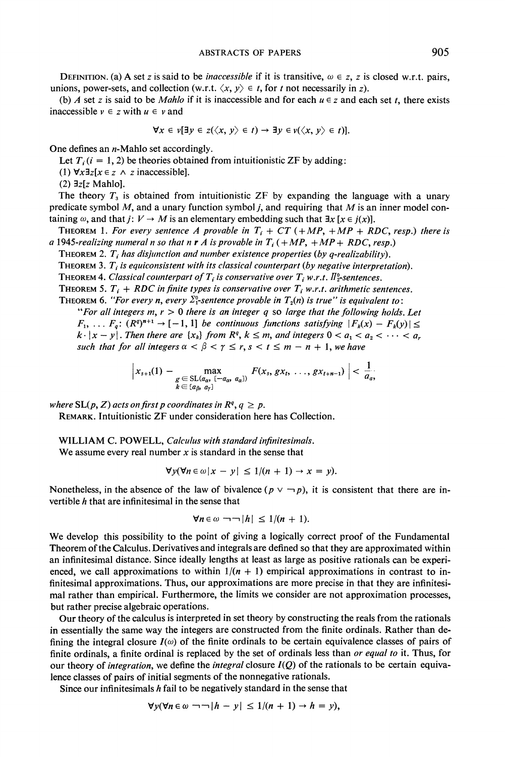DEFINITION. (a) A set $z$ is said to be *inaccessible* if it is transitive, $\omega \in z$, $z$ is closed w.r.t. pairs, unions, power-sets, and collection (w.r.t. $\langle x, y \rangle \in t$, for $t$ not necessarily in $z$).

(b) *A* set $z$ is said to be *Mahlo* if it is inaccessible and for each $u \in z$ and each set $t$, there exists inaccessible $v \in z$ with $u \in v$ and

$$\forall x \in v[\exists y \in z(\langle x, y \rangle \in t) \rightarrow \exists y \in v(\langle x, y \rangle \in t)].$$

One defines an $n$-Mahlo set accordingly.

Let $T_i$ $(i = 1, 2)$ be theories obtained from intuitionistic ZF by adding:

(1) $\forall x \exists z[x \in z \wedge z$ inaccessible].

(2) $\exists z[z$ Mahlo].

The theory $T_3$ is obtained from intuitionistic ZF by expanding the language with a unary predicate symbol $M$, and a unary function symbol $j$, and requiring that $M$ is an inner model containing $\omega$, and that $j: V \rightarrow M$ is an elementary embedding such that $\exists x\, [x \in j(x)]$.

THEOREM 1. *For every sentence $A$ provable in $T_i + CT$ $(+MP, +MP + RDC$, resp.) there is a 1945-realizing numeral $n$ so that $n$ **r** $A$ is provable in $T_i$ $(+MP, +MP + RDC$, resp.)*

THEOREM 2. *$T_i$ has disjunction and number existence properties (by q-realizability).*

THEOREM 3. *$T_i$ is equiconsistent with its classical counterpart (by negative interpretation).*

THEOREM 4. *Classical counterpart of $T_i$ is conservative over $T_i$ w.r.t. $\Pi^0_2$-sentences.*

THEOREM 5. *$T_i$ + RDC in finite types is conservative over $T_i$ w.r.t. arithmetic sentences.*

THEOREM 6. *"For every $n$, every $\Sigma^0_1$-sentence provable in $T_2(n)$ is true" is equivalent to:*

*"For all integers $m$, $r > 0$ there is an integer $q$ so large that the following holds. Let $F_1, \ldots F_q$: $(R^q)^{n+1} \rightarrow [-1, 1]$ be continuous functions satisfying $|F_k(x) - F_k(y)| \leq k \cdot |x - y|$. Then there are $\{x_k\}$ from $R^q$, $k \leq m$, and integers $0 < a_1 < a_2 < \cdots < a_r$ such that for all integers $\alpha < \beta < \gamma \leq r, s < t \leq m - n + 1$, we have*

$$\left| x_{s+1}(1) - \max_{\substack{g \in \mathrm{SL}(a_\alpha, [-a_\alpha, a_\alpha]) \\ k \in [a_\beta, a_\gamma]}} F(x_s, gx_t, \ldots, gx_{t+n-1}) \right| < \frac{1}{a_\alpha},$$

*where* SL$(p, Z)$ *acts on first $p$ coordinates in $R^q$, $q \geq p$.*

REMARK. Intuitionistic ZF under consideration here has Collection.

WILLIAM C. POWELL, *Calculus with standard infinitesimals.*

We assume every real number $x$ is standard in the sense that

$$\forall y(\forall n \in \omega\, |x - y| \leq 1/(n + 1) \rightarrow x = y).$$

Nonetheless, in the absence of the law of bivalence ($p \vee \neg p$), it is consistent that there are invertible $h$ that are infinitesimal in the sense that

$$\forall n \in \omega\, \neg\neg |h| \leq 1/(n + 1).$$

We develop this possibility to the point of giving a logically correct proof of the Fundamental Theorem of the Calculus. Derivatives and integrals are defined so that they are approximated within an infinitesimal distance. Since ideally lengths at least as large as positive rationals can be experienced, we call approximations to within $1/(n + 1)$ empirical approximations in contrast to infinitesimal approximations. Thus, our approximations are more precise in that they are infinitesimal rather than empirical. Furthermore, the limits we consider are not approximation processes, but rather precise algebraic operations.

Our theory of the calculus is interpreted in set theory by constructing the reals from the rationals in essentially the same way the integers are constructed from the finite ordinals. Rather than defining the integral closure $I(\omega)$ of the finite ordinals to be certain equivalence classes of pairs of finite ordinals, a finite ordinal is replaced by the set of ordinals less than *or equal to* it. Thus, for our theory of *integration*, we define the *integral* closure $I(Q)$ of the rationals to be certain equivalence classes of pairs of initial segments of the nonnegative rationals.

Since our infinitesimals $h$ fail to be negatively standard in the sense that

$$\forall y(\forall n \in \omega\, \neg\neg |h - y| \leq 1/(n + 1) \rightarrow h = y),$$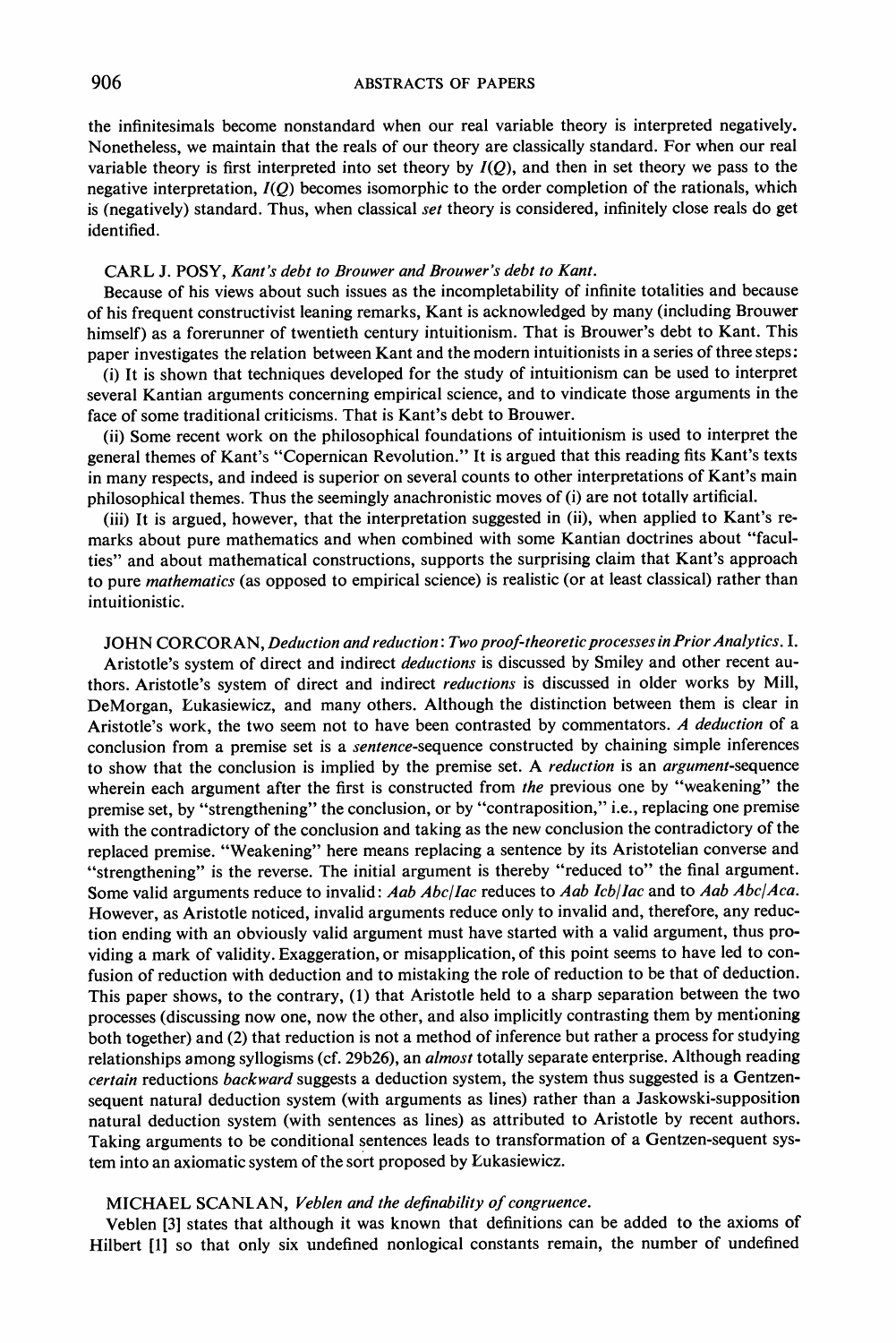the infinitesimals become nonstandard when our real variable theory is interpreted negatively. Nonetheless, we maintain that the reals of our theory are classically standard. For when our real variable theory is first interpreted into set theory by $I(Q)$, and then in set theory we pass to the negative interpretation, $I(Q)$ becomes isomorphic to the order completion of the rationals, which is (negatively) standard. Thus, when classical *set* theory is considered, infinitely close reals do get identified.

CARL J. POSY, *Kant's debt to Brouwer and Brouwer's debt to Kant.*

Because of his views about such issues as the incompletability of infinite totalities and because of his frequent constructivist leaning remarks, Kant is acknowledged by many (including Brouwer himself) as a forerunner of twentieth century intuitionism. That is Brouwer's debt to Kant. This paper investigates the relation between Kant and the modern intuitionists in a series of three steps:

(i) It is shown that techniques developed for the study of intuitionism can be used to interpret several Kantian arguments concerning empirical science, and to vindicate those arguments in the face of some traditional criticisms. That is Kant's debt to Brouwer.

(ii) Some recent work on the philosophical foundations of intuitionism is used to interpret the general themes of Kant's "Copernican Revolution." It is argued that this reading fits Kant's texts in many respects, and indeed is superior on several counts to other interpretations of Kant's main philosophical themes. Thus the seemingly anachronistic moves of (i) are not totally artificial.

(iii) It is argued, however, that the interpretation suggested in (ii), when applied to Kant's remarks about pure mathematics and when combined with some Kantian doctrines about "faculties" and about mathematical constructions, supports the surprising claim that Kant's approach to pure *mathematics* (as opposed to empirical science) is realistic (or at least classical) rather than intuitionistic.

JOHN CORCORAN, *Deduction and reduction: Two proof-theoretic processes in Prior Analytics.* I.

Aristotle's system of direct and indirect *deductions* is discussed by Smiley and other recent authors. Aristotle's system of direct and indirect *reductions* is discussed in older works by Mill, DeMorgan, Łukasiewicz, and many others. Although the distinction between them is clear in Aristotle's work, the two seem not to have been contrasted by commentators. *A deduction* of a conclusion from a premise set is a *sentence*-sequence constructed by chaining simple inferences to show that the conclusion is implied by the premise set. A *reduction* is an *argument*-sequence wherein each argument after the first is constructed from *the* previous one by "weakening" the premise set, by "strengthening" the conclusion, or by "contraposition," i.e., replacing one premise with the contradictory of the conclusion and taking as the new conclusion the contradictory of the replaced premise. "Weakening" here means replacing a sentence by its Aristotelian converse and "strengthening" is the reverse. The initial argument is thereby "reduced to" the final argument. Some valid arguments reduce to invalid: *Aab Abc*/*Iac* reduces to *Aab Icb*/*Iac* and to *Aab Abc*/*Aca*. However, as Aristotle noticed, invalid arguments reduce only to invalid and, therefore, any reduction ending with an obviously valid argument must have started with a valid argument, thus providing a mark of validity. Exaggeration, or misapplication, of this point seems to have led to confusion of reduction with deduction and to mistaking the role of reduction to be that of deduction. This paper shows, to the contrary, (1) that Aristotle held to a sharp separation between the two processes (discussing now one, now the other, and also implicitly contrasting them by mentioning both together) and (2) that reduction is not a method of inference but rather a process for studying relationships among syllogisms (cf. 29b26), an *almost* totally separate enterprise. Although reading *certain* reductions *backward* suggests a deduction system, the system thus suggested is a Gentzen-sequent natural deduction system (with arguments as lines) rather than a Jaskowski-supposition natural deduction system (with sentences as lines) as attributed to Aristotle by recent authors. Taking arguments to be conditional sentences leads to transformation of a Gentzen-sequent system into an axiomatic system of the sort proposed by Łukasiewicz.

MICHAEL SCANLAN, *Veblen and the definability of congruence.*

Veblen [3] states that although it was known that definitions can be added to the axioms of Hilbert [1] so that only six undefined nonlogical constants remain, the number of undefined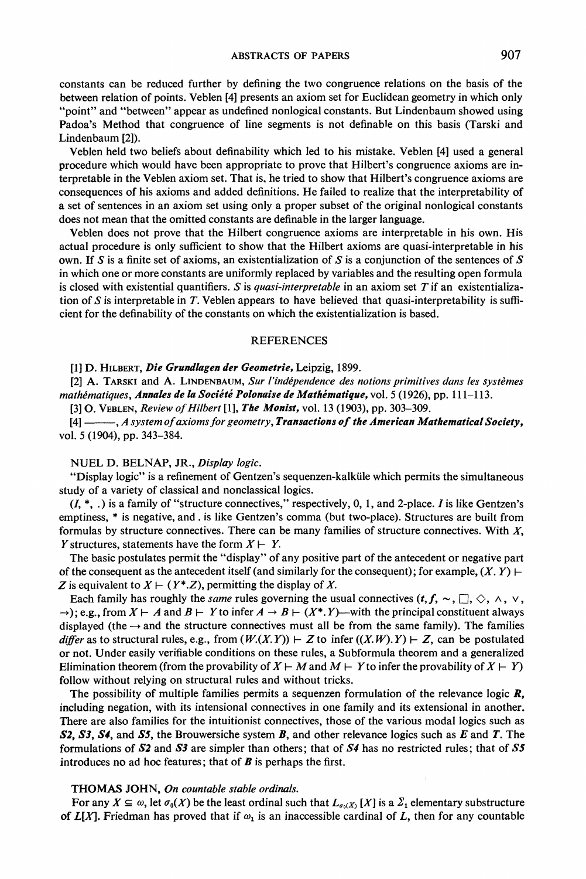constants can be reduced further by defining the two congruence relations on the basis of the between relation of points. Veblen [4] presents an axiom set for Euclidean geometry in which only "point" and "between" appear as undefined nonlogical constants. But Lindenbaum showed using Padoa's Method that congruence of line segments is not definable on this basis (Tarski and Lindenbaum [2]).

Veblen held two beliefs about definability which led to his mistake. Veblen [4] used a general procedure which would have been appropriate to prove that Hilbert's congruence axioms are interpretable in the Veblen axiom set. That is, he tried to show that Hilbert's congruence axioms are consequences of his axioms and added definitions. He failed to realize that the interpretability of a set of sentences in an axiom set using only a proper subset of the original nonlogical constants does not mean that the omitted constants are definable in the larger language.

Veblen does not prove that the Hilbert congruence axioms are interpretable in his own. His actual procedure is only sufficient to show that the Hilbert axioms are quasi-interpretable in his own. If $S$ is a finite set of axioms, an existentialization of $S$ is a conjunction of the sentences of $S$ in which one or more constants are uniformly replaced by variables and the resulting open formula is closed with existential quantifiers. $S$ is *quasi-interpretable* in an axiom set $T$ if an existentialization of $S$ is interpretable in $T$. Veblen appears to have believed that quasi-interpretability is sufficient for the definability of the constants on which the existentialization is based.

## REFERENCES

[1] D. Hilbert, ***Die Grundlagen der Geometrie,*** Leipzig, 1899.

[2] A. Tarski and A. Lindenbaum, *Sur l'indépendence des notions primitives dans les systèmes mathématiques*, ***Annales de la Société Polonaise de Mathématique,*** vol. 5 (1926), pp. 111–113.

[3] O. Veblen, *Review of Hilbert* [1], ***The Monist,*** vol. 13 (1903), pp. 303–309.

[4] ———, *A system of axioms for geometry*, ***Transactions of the American Mathematical Society,*** vol. 5 (1904), pp. 343–384.

NUEL D. BELNAP, JR., *Display logic.*

"Display logic" is a refinement of Gentzen's sequenzen-kalküle which permits the simultaneous study of a variety of classical and nonclassical logics.

($I$, $*$, .) is a family of "structure connectives," respectively, 0, 1, and 2-place. $I$ is like Gentzen's emptiness, $*$ is negative, and . is like Gentzen's comma (but two-place). Structures are built from formulas by structure connectives. There can be many families of structure connectives. With $X$, $Y$ structures, statements have the form $X \vdash Y$.

The basic postulates permit the "display" of any positive part of the antecedent or negative part of the consequent as the antecedent itself (and similarly for the consequent); for example, $(X.Y) \vdash Z$ is equivalent to $X \vdash (Y^*.Z)$, permitting the display of $X$.

Each family has roughly the *same* rules governing the usual connectives ($t, f, \sim, \Box, \Diamond, \wedge, \vee, \rightarrow$); e.g., from $X \vdash A$ and $B \vdash Y$ to infer $A \rightarrow B \vdash (X^*.Y)$—with the principal constituent always displayed (the $\rightarrow$ and the structure connectives must all be from the same family). The families *differ* as to structural rules, e.g., from $(W.(X.Y)) \vdash Z$ to infer $((X.W).Y) \vdash Z$, can be postulated or not. Under easily verifiable conditions on these rules, a Subformula theorem and a generalized Elimination theorem (from the provability of $X \vdash M$ and $M \vdash Y$ to infer the provability of $X \vdash Y$) follow without relying on structural rules and without tricks.

The possibility of multiple families permits a sequenzen formulation of the relevance logic $\boldsymbol{R}$, including negation, with its intensional connectives in one family and its extensional in another. There are also families for the intuitionist connectives, those of the various modal logics such as ***S2***, ***S3***, ***S4***, and ***S5***, the Brouwersiche system $\boldsymbol{B}$, and other relevance logics such as $\boldsymbol{E}$ and $\boldsymbol{T}$. The formulations of ***S2*** and ***S3*** are simpler than others; that of ***S4*** has no restricted rules; that of ***S5*** introduces no ad hoc features; that of $\boldsymbol{B}$ is perhaps the first.

THOMAS JOHN, *On countable stable ordinals.*

For any $X \subseteq \omega$, let $\sigma_0(X)$ be the least ordinal such that $L_{\sigma_0(X)}[X]$ is a $\Sigma_1$ elementary substructure of $L[X]$. Friedman has proved that if $\omega_1$ is an inaccessible cardinal of $L$, then for any countable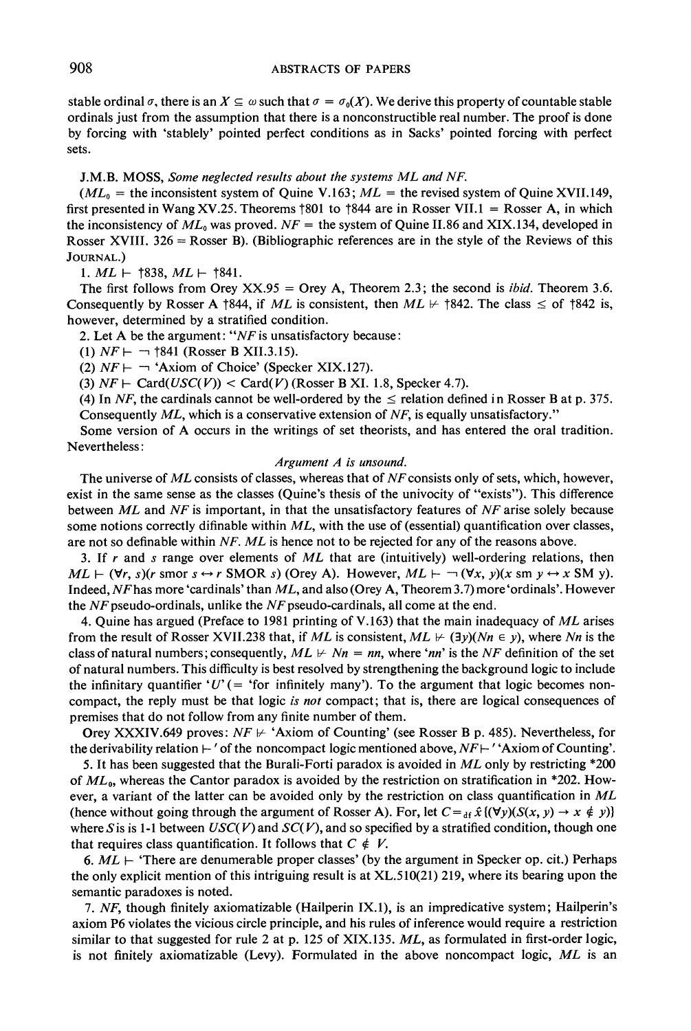stable ordinal $\sigma$, there is an $X \subseteq \omega$ such that $\sigma = \sigma_0(X)$. We derive this property of countable stable ordinals just from the assumption that there is a nonconstructible real number. The proof is done by forcing with 'stablely' pointed perfect conditions as in Sacks' pointed forcing with perfect sets.

J.M.B. MOSS, *Some neglected results about the systems ML and NF.*

($ML_0$ = the inconsistent system of Quine V.163; $ML$ = the revised system of Quine XVII.149, first presented in Wang XV.25. Theorems †801 to †844 are in Rosser VII.1 = Rosser A, in which the inconsistency of $ML_0$ was proved. $NF$ = the system of Quine II.86 and XIX.134, developed in Rosser XVIII. 326 = Rosser B). (Bibliographic references are in the style of the Reviews of this JOURNAL.)

1. $ML \vdash$ †838, $ML \vdash$ †841.

The first follows from Orey XX.95 = Orey A, Theorem 2.3; the second is *ibid.* Theorem 3.6. Consequently by Rosser A †844, if $ML$ is consistent, then $ML \nvdash$ †842. The class $\leq$ of †842 is, however, determined by a stratified condition.

2. Let A be the argument: "$NF$ is unsatisfactory because:

(1) $NF \vdash \neg$ †841 (Rosser B XII.3.15).

(2) $NF \vdash \neg$ 'Axiom of Choice' (Specker XIX.127).

(3) $NF \vdash \mathrm{Card}(USC(V)) < \mathrm{Card}(V)$ (Rosser B XI. 1.8, Specker 4.7).

(4) In $NF$, the cardinals cannot be well-ordered by the $\leq$ relation defined in Rosser B at p. 375.

Consequently $ML$, which is a conservative extension of $NF$, is equally unsatisfactory."

Some version of A occurs in the writings of set theorists, and has entered the oral tradition. Nevertheless:

*Argument A is unsound.*

The universe of $ML$ consists of classes, whereas that of $NF$ consists only of sets, which, however, exist in the same sense as the classes (Quine's thesis of the univocity of "exists"). This difference between $ML$ and $NF$ is important, in that the unsatisfactory features of $NF$ arise solely because some notions correctly definable within $ML$, with the use of (essential) quantification over classes, are not so definable within $NF$. $ML$ is hence not to be rejected for any of the reasons above.

3. If $r$ and $s$ range over elements of $ML$ that are (intuitively) well-ordering relations, then $ML \vdash (\forall r, s)(r \text{ smor } s \leftrightarrow r \text{ SMOR } s)$ (Orey A). However, $ML \vdash \neg(\forall x, y)(x \text{ sm } y \leftrightarrow x \text{ SM } y)$. Indeed, $NF$ has more 'cardinals' than $ML$, and also (Orey A, Theorem 3.7) more 'ordinals'. However the $NF$ pseudo-ordinals, unlike the $NF$ pseudo-cardinals, all come at the end.

4. Quine has argued (Preface to 1981 printing of V.163) that the main inadequacy of $ML$ arises from the result of Rosser XVII.238 that, if $ML$ is consistent, $ML \nvdash (\exists y)(Nn \in y)$, where $Nn$ is the class of natural numbers; consequently, $ML \nvdash Nn = nn$, where '$nn$' is the $NF$ definition of the set of natural numbers. This difficulty is best resolved by strengthening the background logic to include the infinitary quantifier '$U$' (= 'for infinitely many'). To the argument that logic becomes non-compact, the reply must be that logic *is not* compact; that is, there are logical consequences of premises that do not follow from any finite number of them.

Orey XXXIV.649 proves: $NF \nvdash$ 'Axiom of Counting' (see Rosser B p. 485). Nevertheless, for the derivability relation $\vdash'$ of the noncompact logic mentioned above, $NF \vdash'$ 'Axiom of Counting'.

5. It has been suggested that the Burali-Forti paradox is avoided in $ML$ only by restricting *200 of $ML_0$, whereas the Cantor paradox is avoided by the restriction on stratification in *202. However, a variant of the latter can be avoided only by the restriction on class quantification in $ML$ (hence without going through the argument of Rosser A). For, let $C =_{\mathrm{df}} \hat{x}\{(\forall y)(S(x, y) \rightarrow x \notin y)\}$ where $S$ is is 1-1 between $USC(V)$ and $SC(V)$, and so specified by a stratified condition, though one that requires class quantification. It follows that $C \notin V$.

6. $ML \vdash$ 'There are denumerable proper classes' (by the argument in Specker op. cit.) Perhaps the only explicit mention of this intriguing result is at XL.510(21) 219, where its bearing upon the semantic paradoxes is noted.

7. $NF$, though finitely axiomatizable (Hailperin IX.1), is an impredicative system; Hailperin's axiom P6 violates the vicious circle principle, and his rules of inference would require a restriction similar to that suggested for rule 2 at p. 125 of XIX.135. $ML$, as formulated in first-order logic, is not finitely axiomatizable (Levy). Formulated in the above noncompact logic, $ML$ is an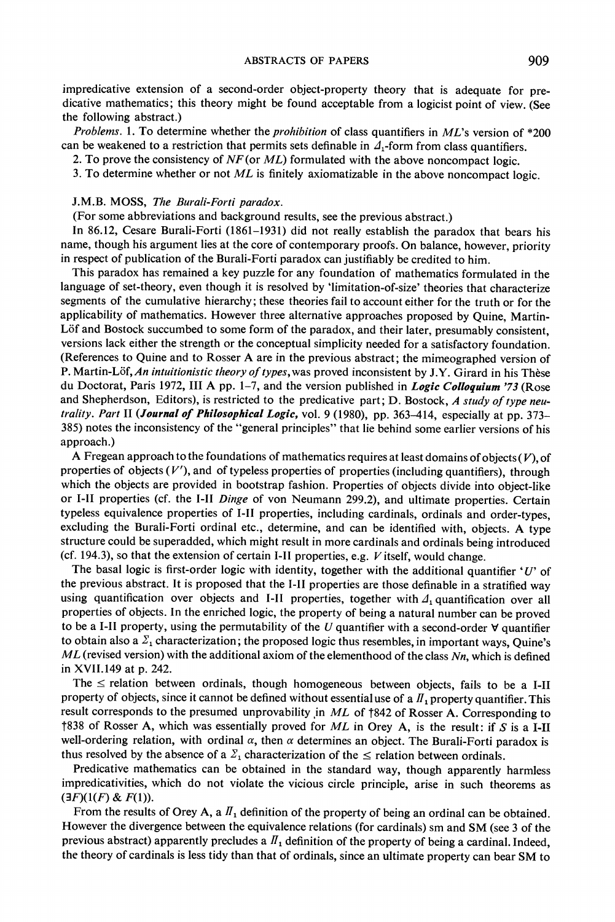impredicative extension of a second-order object-property theory that is adequate for predicative mathematics; this theory might be found acceptable from a logicist point of view. (See the following abstract.)

*Problems.* 1. To determine whether the *prohibition* of class quantifiers in *ML*'s version of *200 can be weakened to a restriction that permits sets definable in $\Delta_1$-form from class quantifiers.

2. To prove the consistency of *NF* (or *ML*) formulated with the above noncompact logic.

3. To determine whether or not *ML* is finitely axiomatizable in the above noncompact logic.

J.M.B. MOSS, *The Burali-Forti paradox.*

(For some abbreviations and background results, see the previous abstract.)

In 86.12, Cesare Burali-Forti (1861–1931) did not really establish the paradox that bears his name, though his argument lies at the core of contemporary proofs. On balance, however, priority in respect of publication of the Burali-Forti paradox can justifiably be credited to him.

This paradox has remained a key puzzle for any foundation of mathematics formulated in the language of set-theory, even though it is resolved by 'limitation-of-size' theories that characterize segments of the cumulative hierarchy; these theories fail to account either for the truth or for the applicability of mathematics. However three alternative approaches proposed by Quine, Martin-Löf and Bostock succumbed to some form of the paradox, and their later, presumably consistent, versions lack either the strength or the conceptual simplicity needed for a satisfactory foundation. (References to Quine and to Rosser A are in the previous abstract; the mimeographed version of P. Martin-Löf, *An intuitionistic theory of types*, was proved inconsistent by J.Y. Girard in his Thèse du Doctorat, Paris 1972, III A pp. 1–7, and the version published in ***Logic Colloquium '73*** (Rose and Shepherdson, Editors), is restricted to the predicative part; D. Bostock, *A study of type neutrality. Part* II (***Journal of Philosophical Logic***, vol. 9 (1980), pp. 363–414, especially at pp. 373–385) notes the inconsistency of the "general principles" that lie behind some earlier versions of his approach.)

A Fregean approach to the foundations of mathematics requires at least domains of objects ($V$), of properties of objects ($V'$), and of typeless properties of properties (including quantifiers), through which the objects are provided in bootstrap fashion. Properties of objects divide into object-like or I-II properties (cf. the I-II *Dinge* of von Neumann 299.2), and ultimate properties. Certain typeless equivalence properties of I-II properties, including cardinals, ordinals and order-types, excluding the Burali-Forti ordinal etc., determine, and can be identified with, objects. A type structure could be superadded, which might result in more cardinals and ordinals being introduced (cf. 194.3), so that the extension of certain I-II properties, e.g. $V$ itself, would change.

The basal logic is first-order logic with identity, together with the additional quantifier '$U$' of the previous abstract. It is proposed that the I-II properties are those definable in a stratified way using quantification over objects and I-II properties, together with $\Delta_1$ quantification over all properties of objects. In the enriched logic, the property of being a natural number can be proved to be a I-II property, using the permutability of the $U$ quantifier with a second-order $\forall$ quantifier to obtain also a $\Sigma_1$ characterization; the proposed logic thus resembles, in important ways, Quine's *ML* (revised version) with the additional axiom of the elementhood of the class *Nn*, which is defined in XVII.149 at p. 242.

The $\leq$ relation between ordinals, though homogeneous between objects, fails to be a I-II property of objects, since it cannot be defined without essential use of a $\Pi_1$ property quantifier. This result corresponds to the presumed unprovability in *ML* of †842 of Rosser A. Corresponding to †838 of Rosser A, which was essentially proved for *ML* in Orey A, is the result: if $S$ is a I-II well-ordering relation, with ordinal $\alpha$, then $\alpha$ determines an object. The Burali-Forti paradox is thus resolved by the absence of a $\Sigma_1$ characterization of the $\leq$ relation between ordinals.

Predicative mathematics can be obtained in the standard way, though apparently harmless impredicativities, which do not violate the vicious circle principle, arise in such theorems as $(\exists F)(1(F)\ \&\ F(1))$.

From the results of Orey A, a $\Pi_1$ definition of the property of being an ordinal can be obtained. However the divergence between the equivalence relations (for cardinals) sm and SM (see 3 of the previous abstract) apparently precludes a $\Pi_1$ definition of the property of being a cardinal. Indeed, the theory of cardinals is less tidy than that of ordinals, since an ultimate property can bear SM to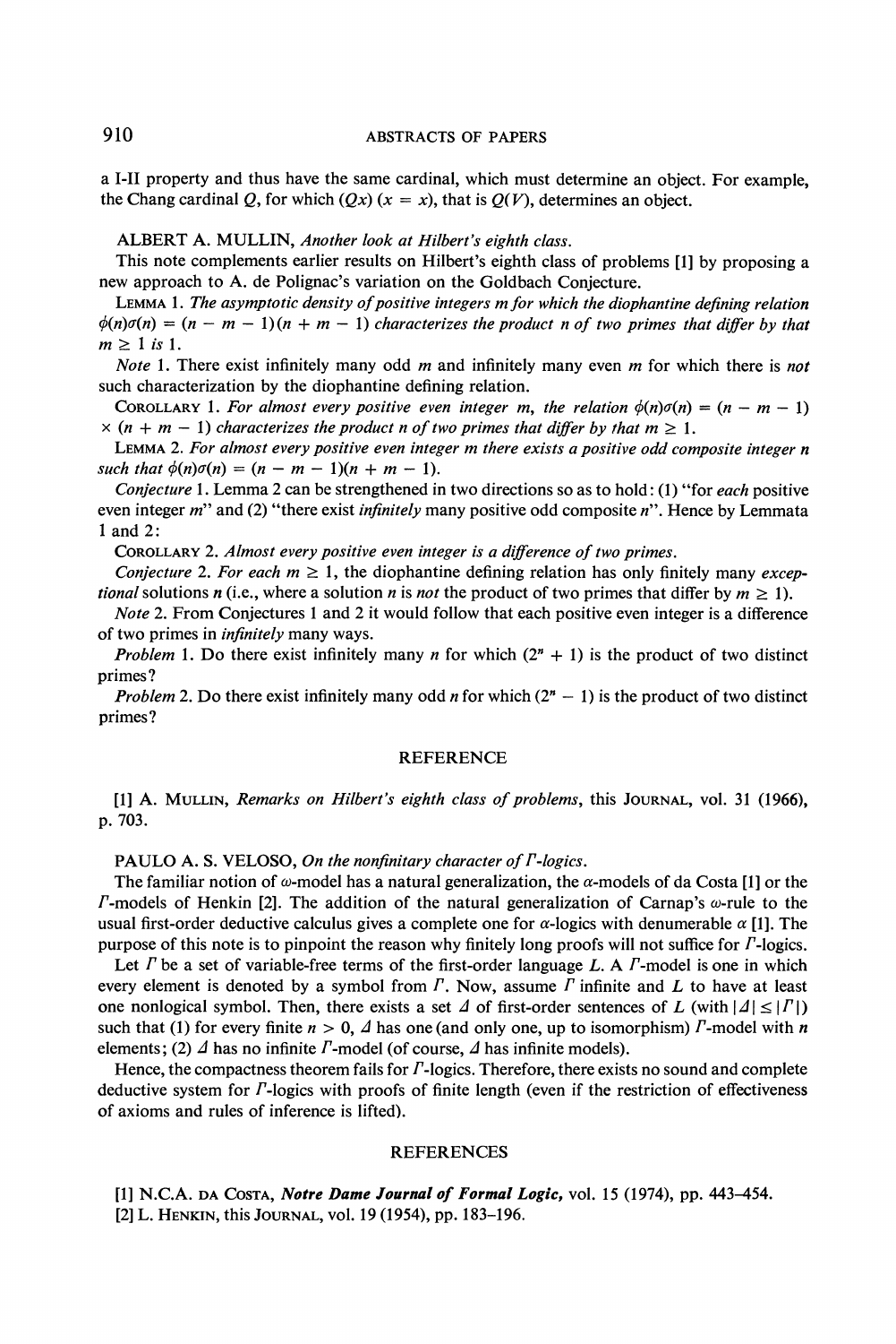a I-II property and thus have the same cardinal, which must determine an object. For example, the Chang cardinal $Q$, for which $(Qx)(x = x)$, that is $Q(V)$, determines an object.

ALBERT A. MULLIN, *Another look at Hilbert's eighth class.*

This note complements earlier results on Hilbert's eighth class of problems [1] by proposing a new approach to A. de Polignac's variation on the Goldbach Conjecture.

LEMMA 1. *The asymptotic density of positive integers $m$ for which the diophantine defining relation $\phi(n)\sigma(n) = (n - m - 1)(n + m - 1)$ characterizes the product $n$ of two primes that differ by that $m \geq 1$ is 1.*

*Note* 1. There exist infinitely many odd $m$ and infinitely many even $m$ for which there is *not* such characterization by the diophantine defining relation.

COROLLARY 1. *For almost every positive even integer $m$, the relation $\phi(n)\sigma(n) = (n - m - 1) \times (n + m - 1)$ characterizes the product $n$ of two primes that differ by that $m \geq 1$.*

LEMMA 2. *For almost every positive even integer $m$ there exists a positive odd composite integer $n$ such that $\phi(n)\sigma(n) = (n - m - 1)(n + m - 1)$.*

*Conjecture* 1. Lemma 2 can be strengthened in two directions so as to hold: (1) "for *each* positive even integer $m$" and (2) "there exist *infinitely* many positive odd composite $n$". Hence by Lemmata 1 and 2:

COROLLARY 2. *Almost every positive even integer is a difference of two primes.*

*Conjecture* 2. *For each $m \geq 1$, the diophantine defining relation has only finitely many exceptional solutions $n$ (i.e., where a solution $n$ is not the product of two primes that differ by $m \geq 1$).*

*Note* 2. From Conjectures 1 and 2 it would follow that each positive even integer is a difference of two primes in *infinitely* many ways.

*Problem* 1. Do there exist infinitely many $n$ for which $(2^n + 1)$ is the product of two distinct primes?

*Problem* 2. Do there exist infinitely many odd $n$ for which $(2^n - 1)$ is the product of two distinct primes?

## REFERENCE

[1] A. MULLIN, *Remarks on Hilbert's eighth class of problems*, this JOURNAL, vol. 31 (1966), p. 703.

PAULO A. S. VELOSO, *On the nonfinitary character of Γ-logics.*

The familiar notion of $\omega$-model has a natural generalization, the $\alpha$-models of da Costa [1] or the $\Gamma$-models of Henkin [2]. The addition of the natural generalization of Carnap's $\omega$-rule to the usual first-order deductive calculus gives a complete one for $\alpha$-logics with denumerable $\alpha$ [1]. The purpose of this note is to pinpoint the reason why finitely long proofs will not suffice for $\Gamma$-logics.

Let $\Gamma$ be a set of variable-free terms of the first-order language $L$. A $\Gamma$-model is one in which every element is denoted by a symbol from $\Gamma$. Now, assume $\Gamma$ infinite and $L$ to have at least one nonlogical symbol. Then, there exists a set $\Delta$ of first-order sentences of $L$ (with $|\Delta| \leq |\Gamma|$) such that (1) for every finite $n > 0$, $\Delta$ has one (and only one, up to isomorphism) $\Gamma$-model with $n$ elements; (2) $\Delta$ has no infinite $\Gamma$-model (of course, $\Delta$ has infinite models).

Hence, the compactness theorem fails for $\Gamma$-logics. Therefore, there exists no sound and complete deductive system for $\Gamma$-logics with proofs of finite length (even if the restriction of effectiveness of axioms and rules of inference is lifted).

## REFERENCES

[1] N.C.A. DA COSTA, ***Notre Dame Journal of Formal Logic,*** vol. 15 (1974), pp. 443–454.

[2] L. HENKIN, this JOURNAL, vol. 19 (1954), pp. 183–196.